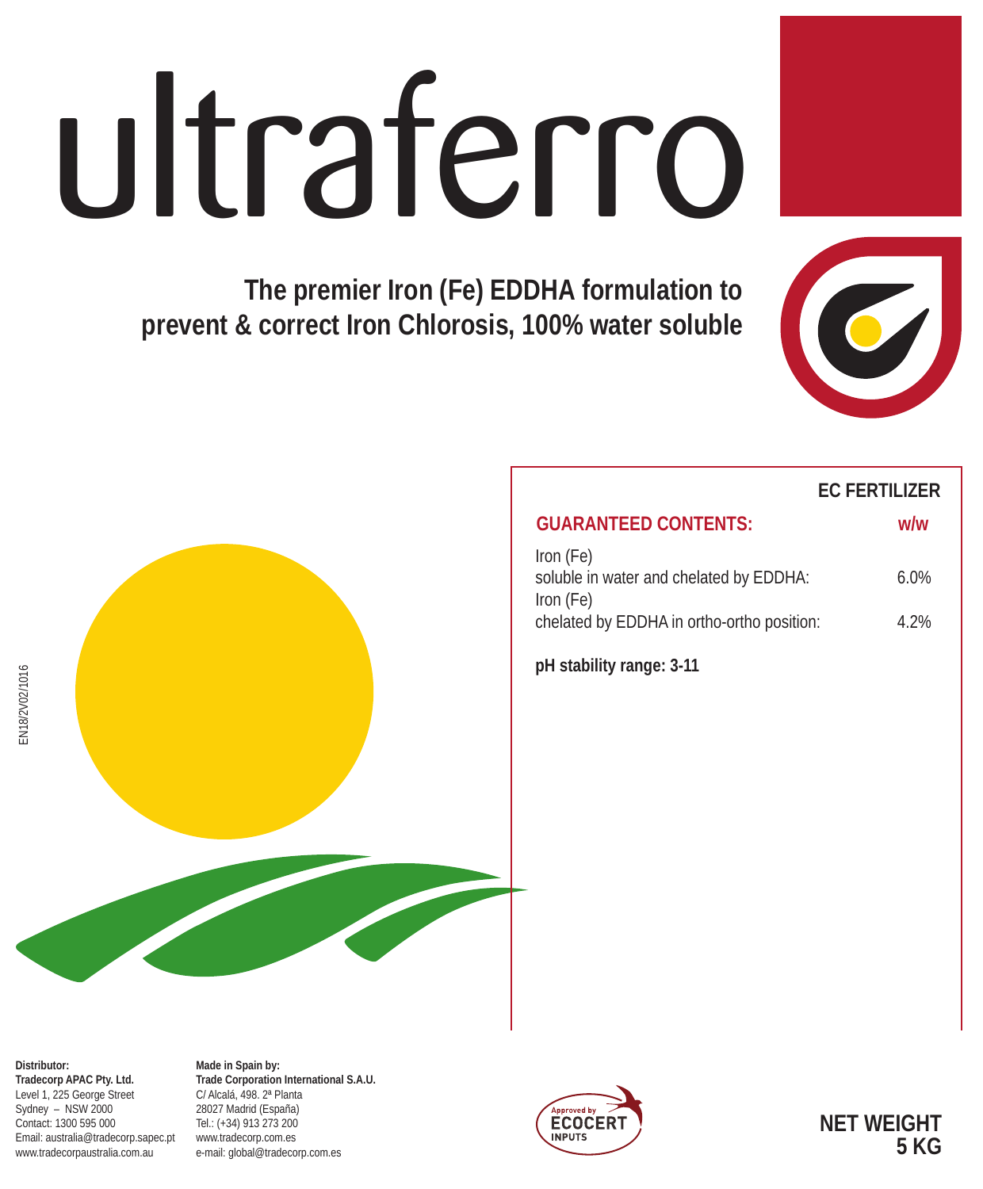# ultraferro

**The premier Iron (Fe) EDDHA formulation to prevent & correct Iron Chlorosis, 100% water soluble**

EN18/2V02/1016

**EC FERTILIZER**

| **GUARANTEED CONTENTS:** | **w/w** |
| --- | --- |
| Iron (Fe) soluble in water and chelated by EDDHA: | 6.0% |
| Iron (Fe) chelated by EDDHA in ortho-ortho position: | 4.2% |

**pH stability range: 3-11**

**Distributor:**
**Tradecorp APAC Pty. Ltd.**
Level 1, 225 George Street
Sydney – NSW 2000
Contact: 1300 595 000
Email: australia@tradecorp.sapec.pt
www.tradecorpaustralia.com.au

**Made in Spain by:**
**Trade Corporation International S.A.U.**
C/ Alcalá, 498. 2ª Planta
28027 Madrid (España)
Tel.: (+34) 913 273 200
www.tradecorp.com.es
e-mail: global@tradecorp.com.es

Approved by ECOCERT INPUTS

**NET WEIGHT 5 KG**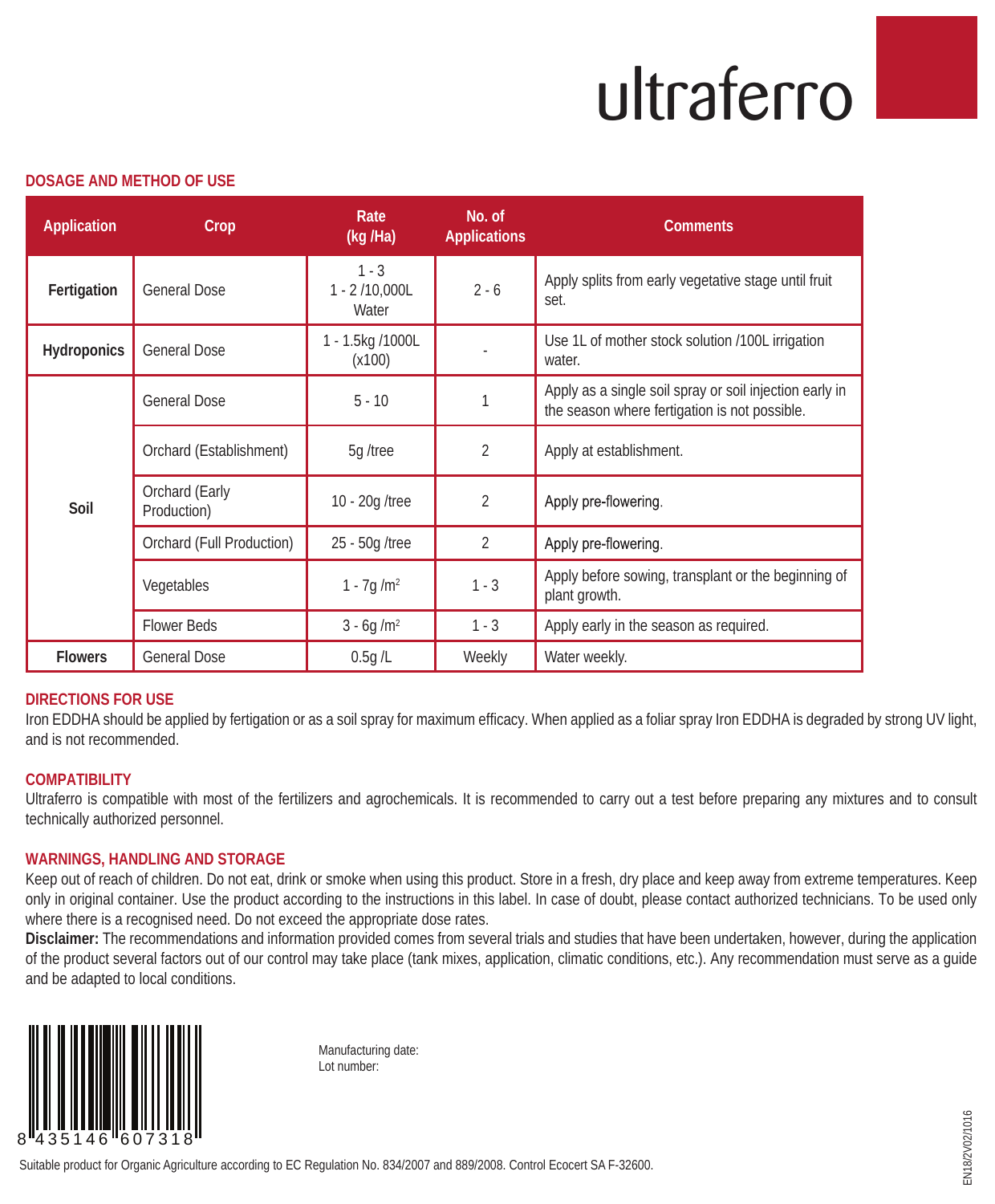# ultraferro

## DOSAGE AND METHOD OF USE

| Application | Crop | Rate (kg /Ha) | No. of Applications | Comments |
|---|---|---|---|---|
| **Fertigation** | General Dose | 1 - 3<br>1 - 2 /10,000L Water | 2 - 6 | Apply splits from early vegetative stage until fruit set. |
| **Hydroponics** | General Dose | 1 - 1.5kg /1000L (x100) | - | Use 1L of mother stock solution /100L irrigation water. |
| **Soil** | General Dose | 5 - 10 | 1 | Apply as a single soil spray or soil injection early in the season where fertigation is not possible. |
| | Orchard (Establishment) | 5g /tree | 2 | Apply at establishment. |
| | Orchard (Early Production) | 10 - 20g /tree | 2 | Apply pre-flowering. |
| | Orchard (Full Production) | 25 - 50g /tree | 2 | Apply pre-flowering. |
| | Vegetables | 1 - 7g /$m^2$ | 1 - 3 | Apply before sowing, transplant or the beginning of plant growth. |
| | Flower Beds | 3 - 6g /$m^2$ | 1 - 3 | Apply early in the season as required. |
| **Flowers** | General Dose | 0.5g /L | Weekly | Water weekly. |

## DIRECTIONS FOR USE

Iron EDDHA should be applied by fertigation or as a soil spray for maximum efficacy. When applied as a foliar spray Iron EDDHA is degraded by strong UV light, and is not recommended.

## COMPATIBILITY

Ultraferro is compatible with most of the fertilizers and agrochemicals. It is recommended to carry out a test before preparing any mixtures and to consult technically authorized personnel.

## WARNINGS, HANDLING AND STORAGE

Keep out of reach of children. Do not eat, drink or smoke when using this product. Store in a fresh, dry place and keep away from extreme temperatures. Keep only in original container. Use the product according to the instructions in this label. In case of doubt, please contact authorized technicians. To be used only where there is a recognised need. Do not exceed the appropriate dose rates.

**Disclaimer:** The recommendations and information provided comes from several trials and studies that have been undertaken, however, during the application of the product several factors out of our control may take place (tank mixes, application, climatic conditions, etc.). Any recommendation must serve as a guide and be adapted to local conditions.

8 435146 607318

Manufacturing date:
Lot number:

Suitable product for Organic Agriculture according to EC Regulation No. 834/2007 and 889/2008. Control Ecocert SA F-32600.

EN18/2V02/1016